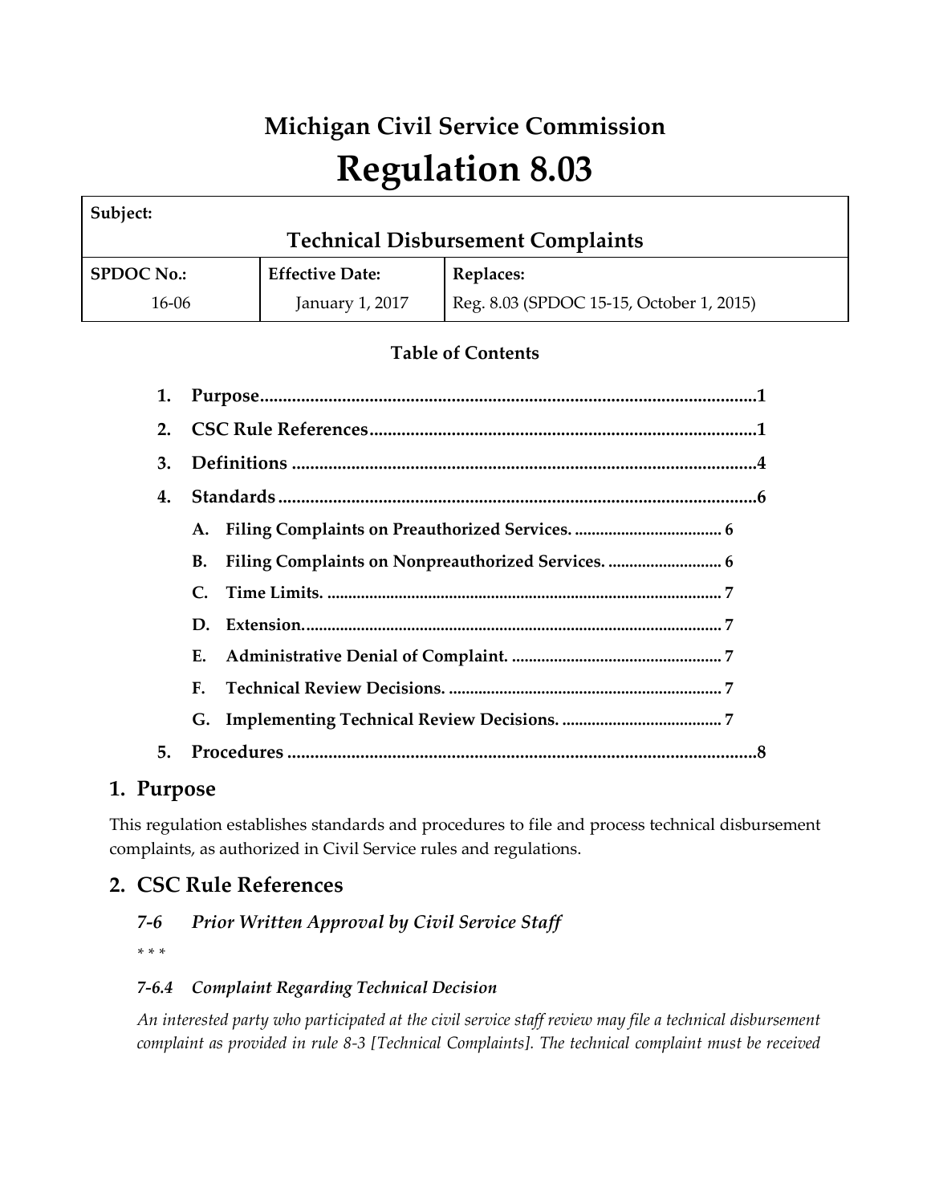# Michigan Civil Service Commission

# Regulation 8.03

| Subject: | | |
|---|---|---|
| **Technical Disbursement Complaints** | | |
| **SPDOC No.:** | **Effective Date:** | **Replaces:** |
| 16-06 | January 1, 2017 | Reg. 8.03 (SPDOC 15-15, October 1, 2015) |

**Table of Contents**

1. **Purpose** ........................................................ 1
2. **CSC Rule References** ........................................................ 1
3. **Definitions** ........................................................ 4
4. **Standards** ........................................................ 6
   - A. **Filing Complaints on Preauthorized Services.** .................. 6
   - B. **Filing Complaints on Nonpreauthorized Services.** .................. 6
   - C. **Time Limits.** .................. 7
   - D. **Extension.** .................. 7
   - E. **Administrative Denial of Complaint.** .................. 7
   - F. **Technical Review Decisions.** .................. 7
   - G. **Implementing Technical Review Decisions.** .................. 7
5. **Procedures** ........................................................ 8

## 1. Purpose

This regulation establishes standards and procedures to file and process technical disbursement complaints, as authorized in Civil Service rules and regulations.

## 2. CSC Rule References

### *7-6 Prior Written Approval by Civil Service Staff*

*\* \* \**

#### *7-6.4 Complaint Regarding Technical Decision*

*An interested party who participated at the civil service staff review may file a technical disbursement complaint as provided in rule 8-3 [Technical Complaints]. The technical complaint must be received*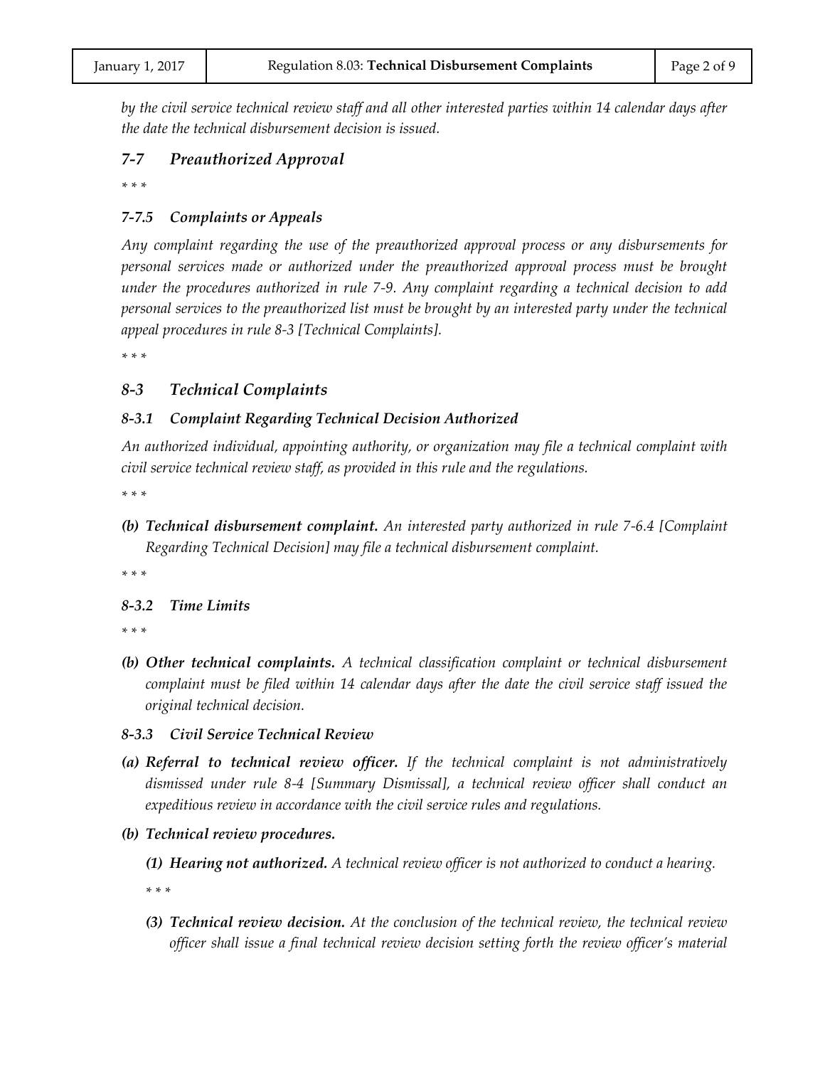*by the civil service technical review staff and all other interested parties within 14 calendar days after the date the technical disbursement decision is issued.*

## *7-7 Preauthorized Approval*

*\* \* \**

### *7-7.5 Complaints or Appeals*

*Any complaint regarding the use of the preauthorized approval process or any disbursements for personal services made or authorized under the preauthorized approval process must be brought under the procedures authorized in rule 7-9. Any complaint regarding a technical decision to add personal services to the preauthorized list must be brought by an interested party under the technical appeal procedures in rule 8-3 [Technical Complaints].*

*\* \* \**

## *8-3 Technical Complaints*

### *8-3.1 Complaint Regarding Technical Decision Authorized*

*An authorized individual, appointing authority, or organization may file a technical complaint with civil service technical review staff, as provided in this rule and the regulations.*

*\* \* \**

- ***(b) Technical disbursement complaint.** An interested party authorized in rule 7-6.4 [Complaint Regarding Technical Decision] may file a technical disbursement complaint.*

*\* \* \**

### *8-3.2 Time Limits*

*\* \* \**

- ***(b) Other technical complaints.** A technical classification complaint or technical disbursement complaint must be filed within 14 calendar days after the date the civil service staff issued the original technical decision.*

### *8-3.3 Civil Service Technical Review*

- ***(a) Referral to technical review officer.** If the technical complaint is not administratively dismissed under rule 8-4 [Summary Dismissal], a technical review officer shall conduct an expeditious review in accordance with the civil service rules and regulations.*
- ***(b) Technical review procedures.***
  - ***(1) Hearing not authorized.** A technical review officer is not authorized to conduct a hearing.*

    *\* \* \**

  - ***(3) Technical review decision.** At the conclusion of the technical review, the technical review officer shall issue a final technical review decision setting forth the review officer's material*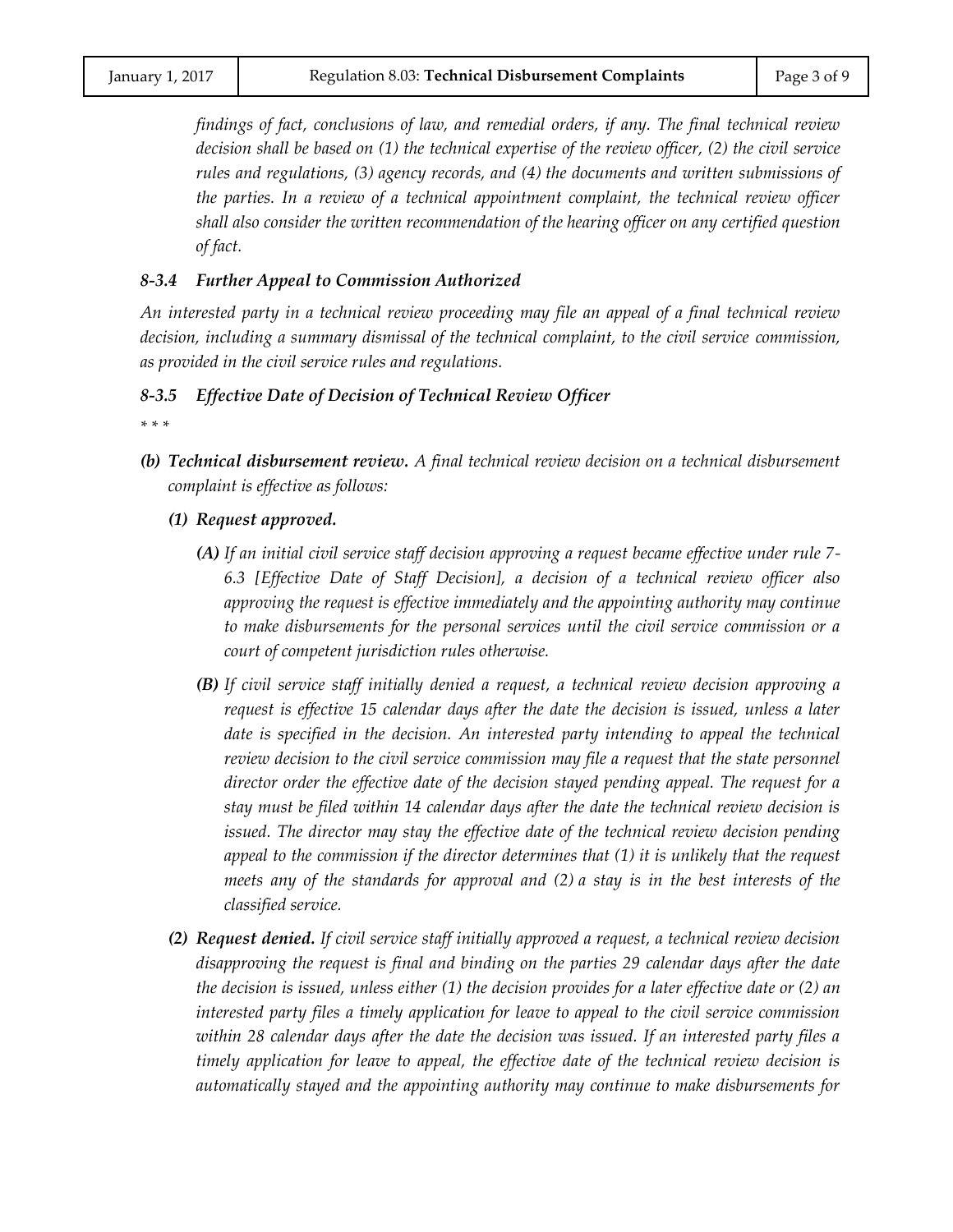*findings of fact, conclusions of law, and remedial orders, if any. The final technical review decision shall be based on (1) the technical expertise of the review officer, (2) the civil service rules and regulations, (3) agency records, and (4) the documents and written submissions of the parties. In a review of a technical appointment complaint, the technical review officer shall also consider the written recommendation of the hearing officer on any certified question of fact.*

### *8-3.4 Further Appeal to Commission Authorized*

*An interested party in a technical review proceeding may file an appeal of a final technical review decision, including a summary dismissal of the technical complaint, to the civil service commission, as provided in the civil service rules and regulations.*

### *8-3.5 Effective Date of Decision of Technical Review Officer*

*\* \* \**

*(b)* ***Technical disbursement review.*** *A final technical review decision on a technical disbursement complaint is effective as follows:*

*(1)* ***Request approved.***

*(A) If an initial civil service staff decision approving a request became effective under rule 7-6.3 [Effective Date of Staff Decision], a decision of a technical review officer also approving the request is effective immediately and the appointing authority may continue to make disbursements for the personal services until the civil service commission or a court of competent jurisdiction rules otherwise.*

*(B) If civil service staff initially denied a request, a technical review decision approving a request is effective 15 calendar days after the date the decision is issued, unless a later date is specified in the decision. An interested party intending to appeal the technical review decision to the civil service commission may file a request that the state personnel director order the effective date of the decision stayed pending appeal. The request for a stay must be filed within 14 calendar days after the date the technical review decision is issued. The director may stay the effective date of the technical review decision pending appeal to the commission if the director determines that (1) it is unlikely that the request meets any of the standards for approval and (2) a stay is in the best interests of the classified service.*

*(2)* ***Request denied.*** *If civil service staff initially approved a request, a technical review decision disapproving the request is final and binding on the parties 29 calendar days after the date the decision is issued, unless either (1) the decision provides for a later effective date or (2) an interested party files a timely application for leave to appeal to the civil service commission within 28 calendar days after the date the decision was issued. If an interested party files a timely application for leave to appeal, the effective date of the technical review decision is automatically stayed and the appointing authority may continue to make disbursements for*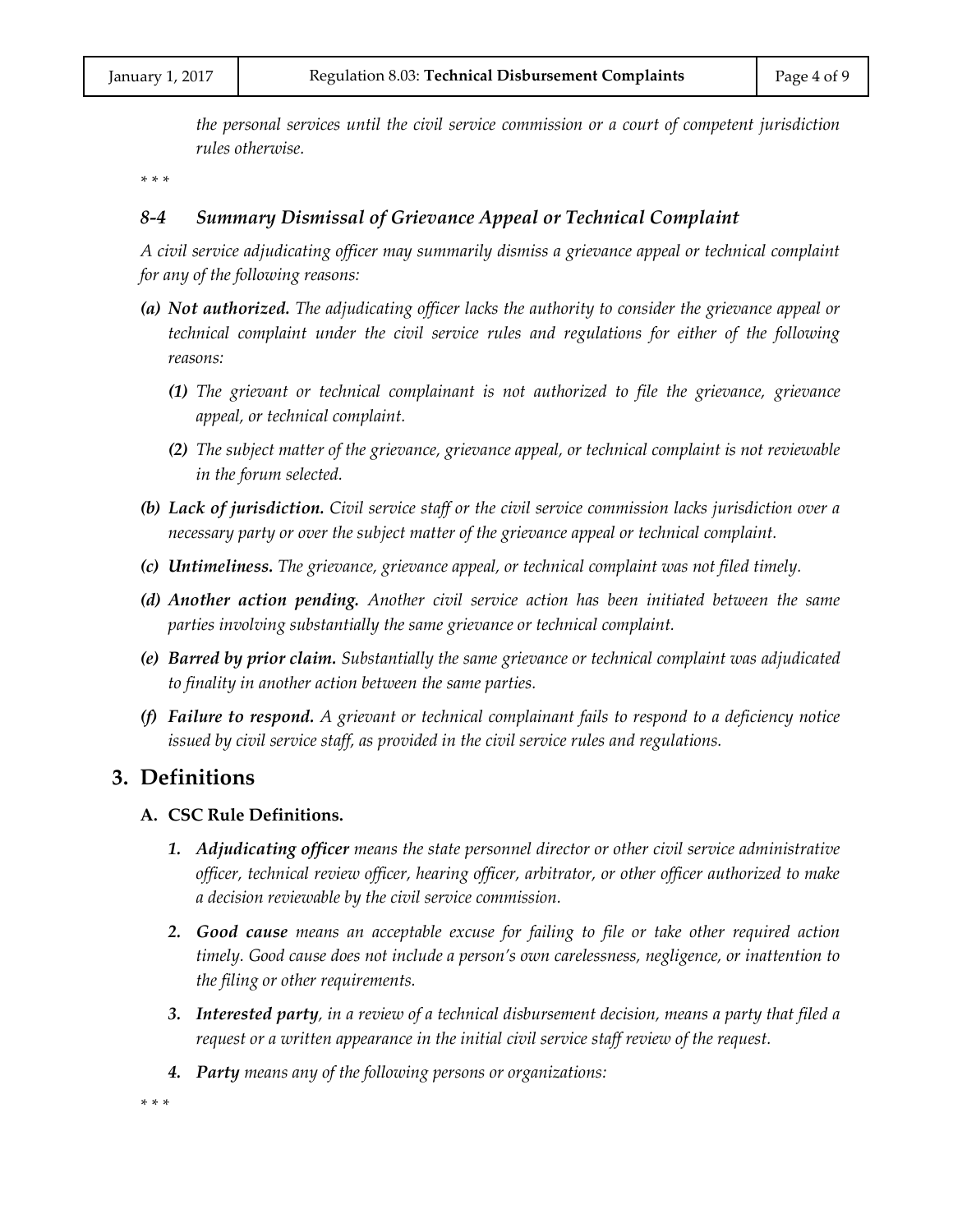*the personal services until the civil service commission or a court of competent jurisdiction rules otherwise.*

\* \* \*

### *8-4 Summary Dismissal of Grievance Appeal or Technical Complaint*

*A civil service adjudicating officer may summarily dismiss a grievance appeal or technical complaint for any of the following reasons:*

- ***(a) Not authorized.*** *The adjudicating officer lacks the authority to consider the grievance appeal or technical complaint under the civil service rules and regulations for either of the following reasons:*
  - ***(1)*** *The grievant or technical complainant is not authorized to file the grievance, grievance appeal, or technical complaint.*
  - ***(2)*** *The subject matter of the grievance, grievance appeal, or technical complaint is not reviewable in the forum selected.*
- ***(b) Lack of jurisdiction.*** *Civil service staff or the civil service commission lacks jurisdiction over a necessary party or over the subject matter of the grievance appeal or technical complaint.*
- ***(c) Untimeliness.*** *The grievance, grievance appeal, or technical complaint was not filed timely.*
- ***(d) Another action pending.*** *Another civil service action has been initiated between the same parties involving substantially the same grievance or technical complaint.*
- ***(e) Barred by prior claim.*** *Substantially the same grievance or technical complaint was adjudicated to finality in another action between the same parties.*
- ***(f) Failure to respond.*** *A grievant or technical complainant fails to respond to a deficiency notice issued by civil service staff, as provided in the civil service rules and regulations.*

## 3. Definitions

### A. CSC Rule Definitions.

1. ***Adjudicating officer*** *means the state personnel director or other civil service administrative officer, technical review officer, hearing officer, arbitrator, or other officer authorized to make a decision reviewable by the civil service commission.*
2. ***Good cause*** *means an acceptable excuse for failing to file or take other required action timely. Good cause does not include a person's own carelessness, negligence, or inattention to the filing or other requirements.*
3. ***Interested party****, in a review of a technical disbursement decision, means a party that filed a request or a written appearance in the initial civil service staff review of the request.*
4. ***Party*** *means any of the following persons or organizations:*

\* \* \*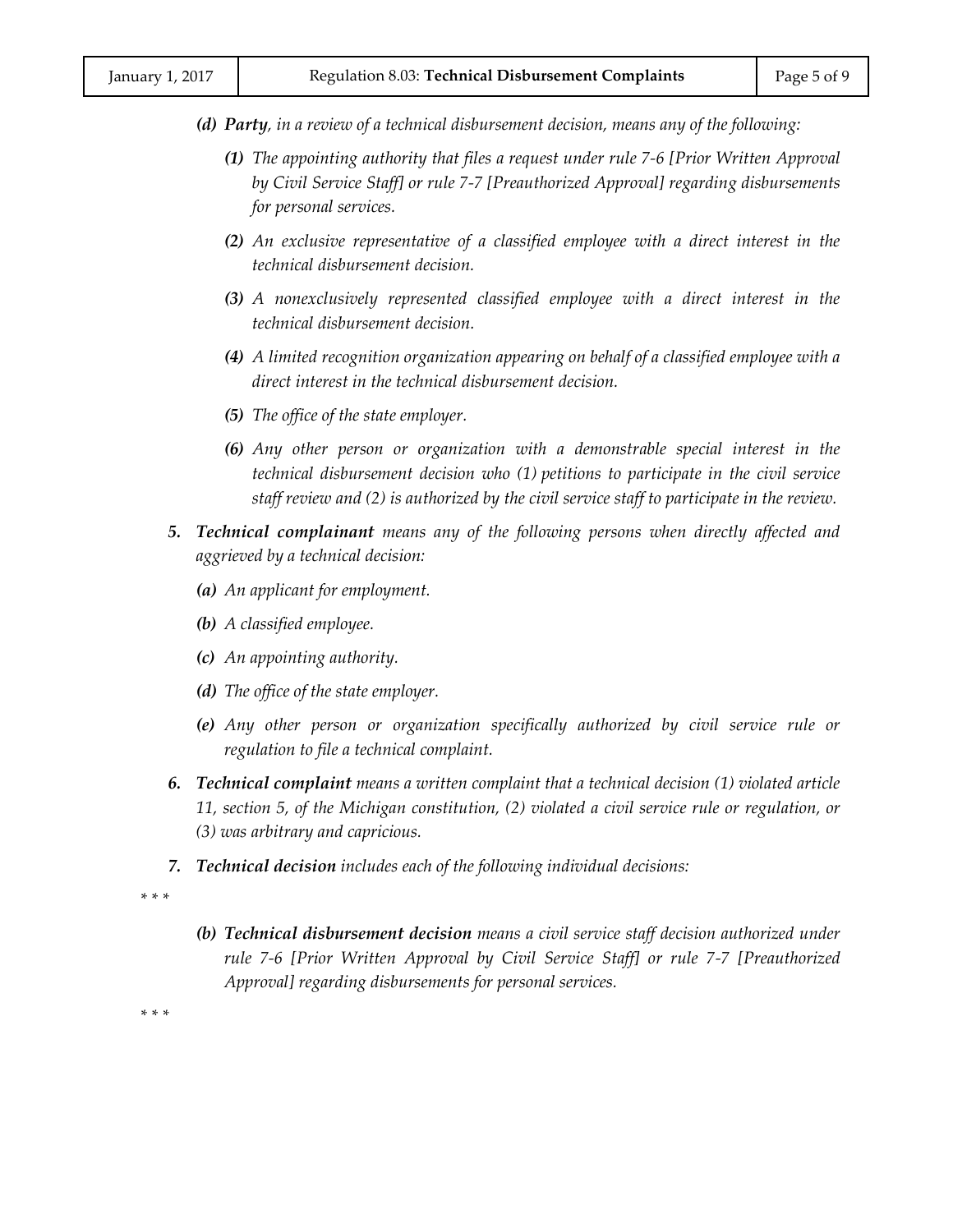*(d) **Party**, in a review of a technical disbursement decision, means any of the following:*

*(1) The appointing authority that files a request under rule 7-6 [Prior Written Approval by Civil Service Staff] or rule 7-7 [Preauthorized Approval] regarding disbursements for personal services.*

*(2) An exclusive representative of a classified employee with a direct interest in the technical disbursement decision.*

*(3) A nonexclusively represented classified employee with a direct interest in the technical disbursement decision.*

*(4) A limited recognition organization appearing on behalf of a classified employee with a direct interest in the technical disbursement decision.*

*(5) The office of the state employer.*

*(6) Any other person or organization with a demonstrable special interest in the technical disbursement decision who (1) petitions to participate in the civil service staff review and (2) is authorized by the civil service staff to participate in the review.*

*5. **Technical complainant** means any of the following persons when directly affected and aggrieved by a technical decision:*

*(a) An applicant for employment.*

*(b) A classified employee.*

*(c) An appointing authority.*

*(d) The office of the state employer.*

*(e) Any other person or organization specifically authorized by civil service rule or regulation to file a technical complaint.*

*6. **Technical complaint** means a written complaint that a technical decision (1) violated article 11, section 5, of the Michigan constitution, (2) violated a civil service rule or regulation, or (3) was arbitrary and capricious.*

*7. **Technical decision** includes each of the following individual decisions:*

\* \* \*

*(b) **Technical disbursement decision** means a civil service staff decision authorized under rule 7-6 [Prior Written Approval by Civil Service Staff] or rule 7-7 [Preauthorized Approval] regarding disbursements for personal services.*

\* \* \*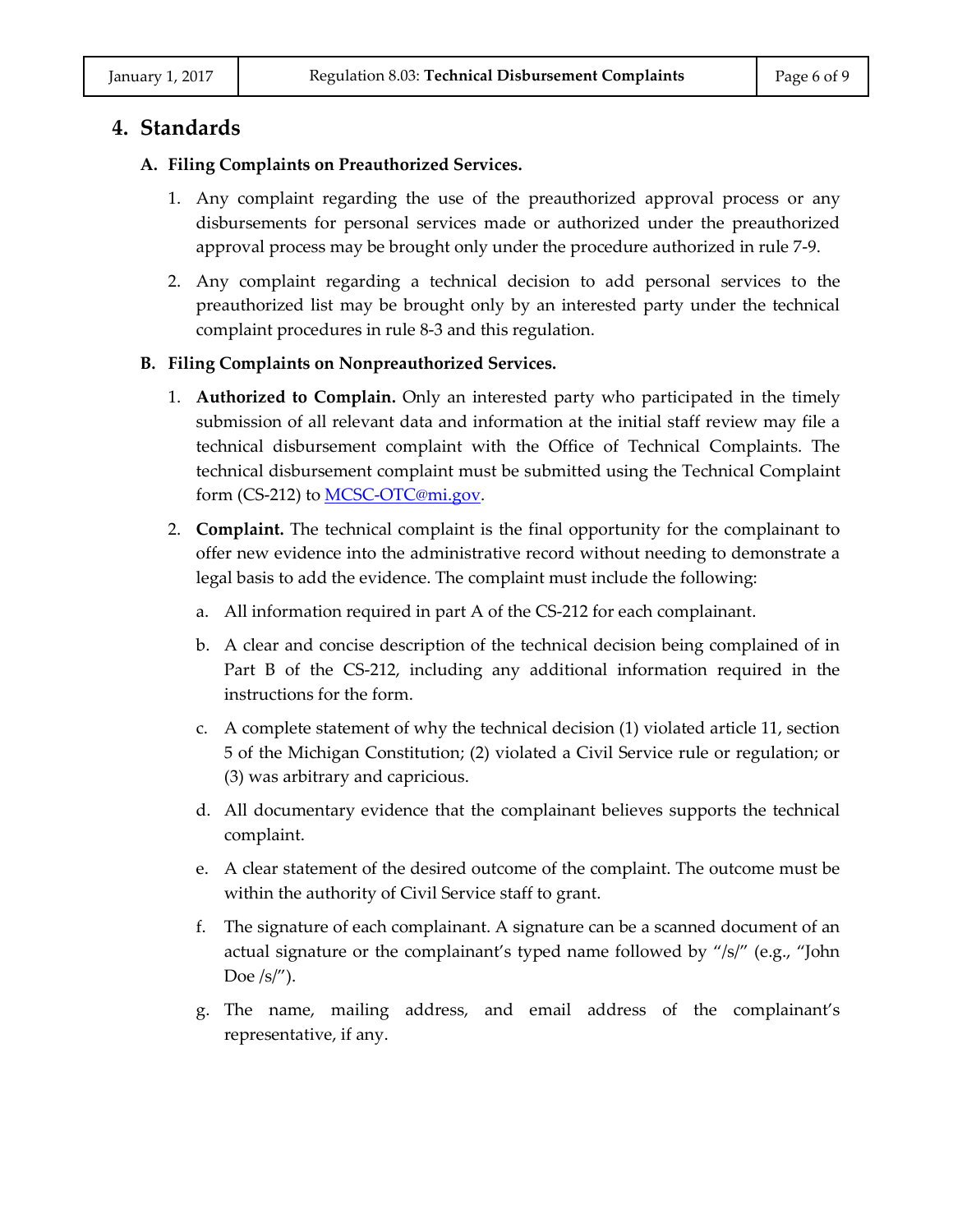## 4. Standards

### A. Filing Complaints on Preauthorized Services.

1. Any complaint regarding the use of the preauthorized approval process or any disbursements for personal services made or authorized under the preauthorized approval process may be brought only under the procedure authorized in rule 7-9.

2. Any complaint regarding a technical decision to add personal services to the preauthorized list may be brought only by an interested party under the technical complaint procedures in rule 8-3 and this regulation.

### B. Filing Complaints on Nonpreauthorized Services.

1. **Authorized to Complain.** Only an interested party who participated in the timely submission of all relevant data and information at the initial staff review may file a technical disbursement complaint with the Office of Technical Complaints. The technical disbursement complaint must be submitted using the Technical Complaint form (CS-212) to [MCSC-OTC@mi.gov](mailto:MCSC-OTC@mi.gov).

2. **Complaint.** The technical complaint is the final opportunity for the complainant to offer new evidence into the administrative record without needing to demonstrate a legal basis to add the evidence. The complaint must include the following:

   a. All information required in part A of the CS-212 for each complainant.

   b. A clear and concise description of the technical decision being complained of in Part B of the CS-212, including any additional information required in the instructions for the form.

   c. A complete statement of why the technical decision (1) violated article 11, section 5 of the Michigan Constitution; (2) violated a Civil Service rule or regulation; or (3) was arbitrary and capricious.

   d. All documentary evidence that the complainant believes supports the technical complaint.

   e. A clear statement of the desired outcome of the complaint. The outcome must be within the authority of Civil Service staff to grant.

   f. The signature of each complainant. A signature can be a scanned document of an actual signature or the complainant's typed name followed by "/s/" (e.g., "John Doe /s/").

   g. The name, mailing address, and email address of the complainant's representative, if any.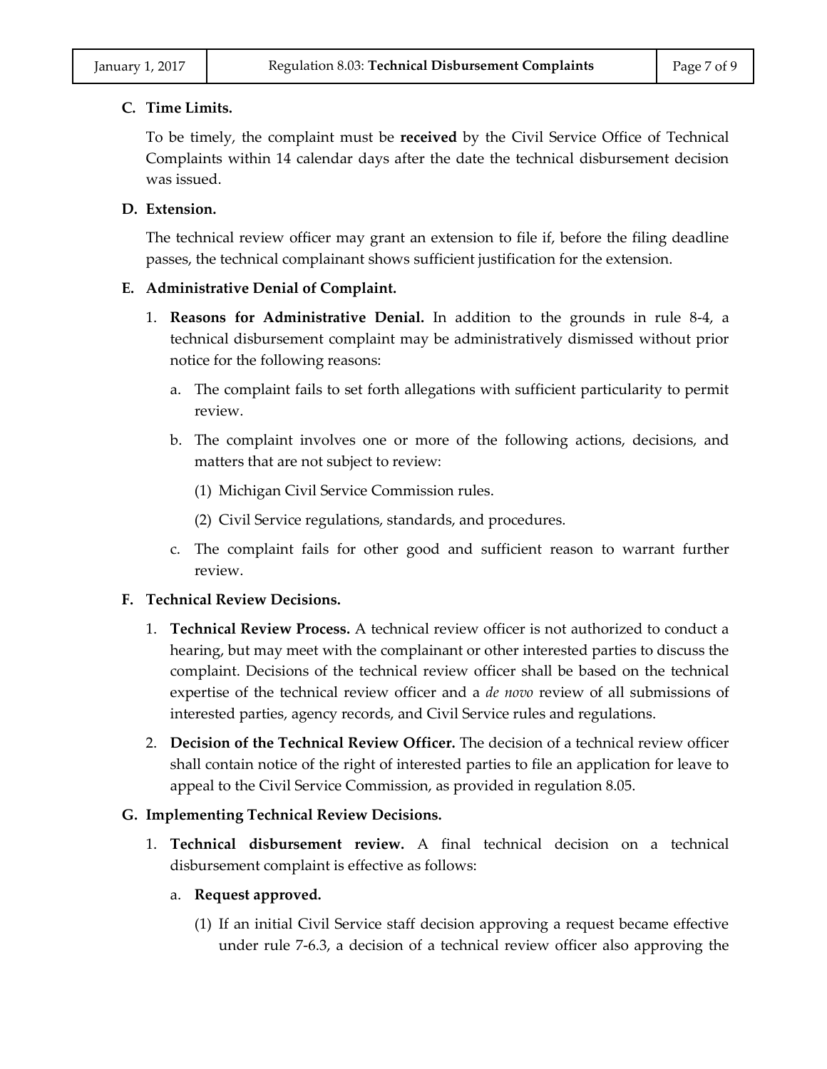**C. Time Limits.**

To be timely, the complaint must be **received** by the Civil Service Office of Technical Complaints within 14 calendar days after the date the technical disbursement decision was issued.

**D. Extension.**

The technical review officer may grant an extension to file if, before the filing deadline passes, the technical complainant shows sufficient justification for the extension.

**E. Administrative Denial of Complaint.**

1. **Reasons for Administrative Denial.** In addition to the grounds in rule 8-4, a technical disbursement complaint may be administratively dismissed without prior notice for the following reasons:

   a. The complaint fails to set forth allegations with sufficient particularity to permit review.

   b. The complaint involves one or more of the following actions, decisions, and matters that are not subject to review:

      (1) Michigan Civil Service Commission rules.

      (2) Civil Service regulations, standards, and procedures.

   c. The complaint fails for other good and sufficient reason to warrant further review.

**F. Technical Review Decisions.**

1. **Technical Review Process.** A technical review officer is not authorized to conduct a hearing, but may meet with the complainant or other interested parties to discuss the complaint. Decisions of the technical review officer shall be based on the technical expertise of the technical review officer and a *de novo* review of all submissions of interested parties, agency records, and Civil Service rules and regulations.

2. **Decision of the Technical Review Officer.** The decision of a technical review officer shall contain notice of the right of interested parties to file an application for leave to appeal to the Civil Service Commission, as provided in regulation 8.05.

**G. Implementing Technical Review Decisions.**

1. **Technical disbursement review.** A final technical decision on a technical disbursement complaint is effective as follows:

   a. **Request approved.**

      (1) If an initial Civil Service staff decision approving a request became effective under rule 7-6.3, a decision of a technical review officer also approving the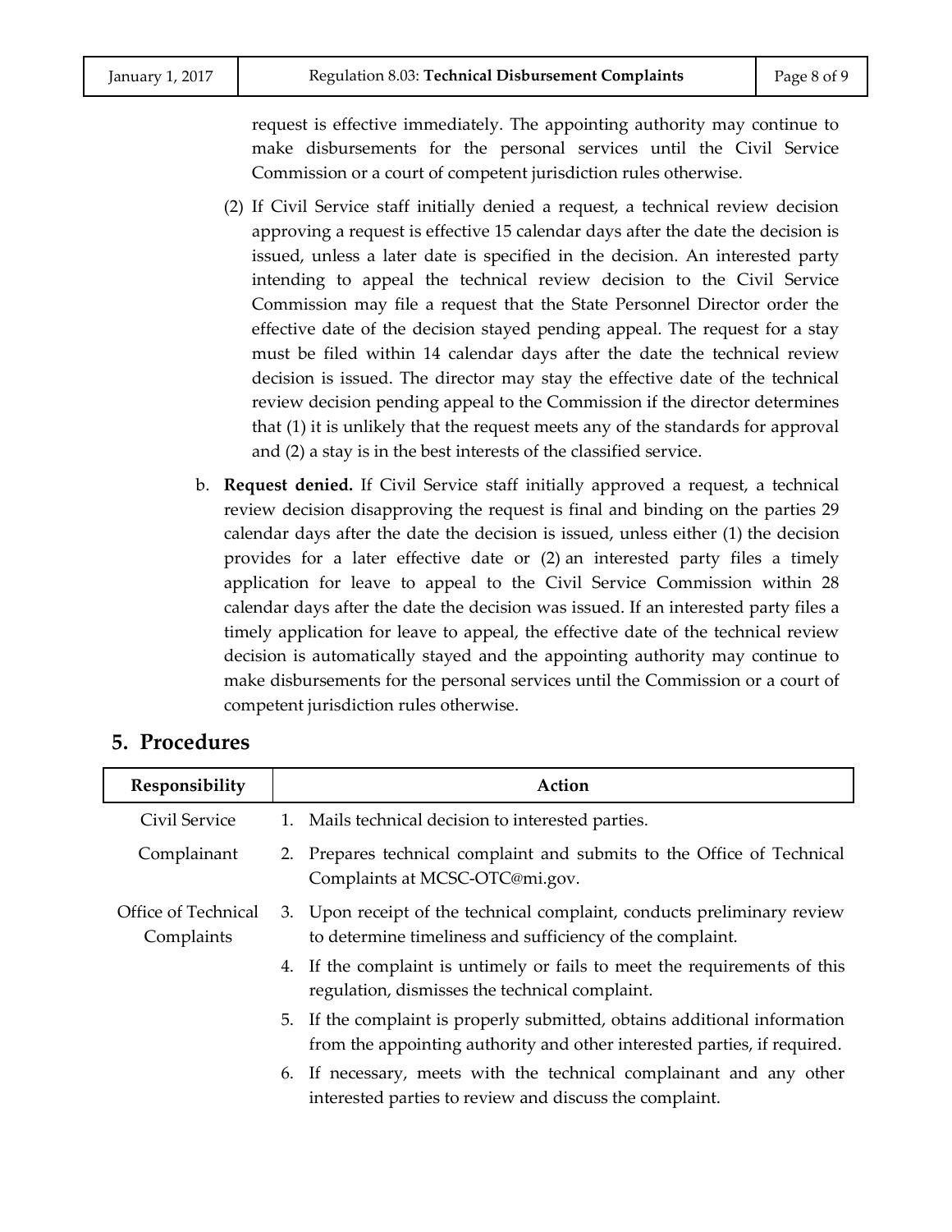request is effective immediately. The appointing authority may continue to make disbursements for the personal services until the Civil Service Commission or a court of competent jurisdiction rules otherwise.

(2) If Civil Service staff initially denied a request, a technical review decision approving a request is effective 15 calendar days after the date the decision is issued, unless a later date is specified in the decision. An interested party intending to appeal the technical review decision to the Civil Service Commission may file a request that the State Personnel Director order the effective date of the decision stayed pending appeal. The request for a stay must be filed within 14 calendar days after the date the technical review decision is issued. The director may stay the effective date of the technical review decision pending appeal to the Commission if the director determines that (1) it is unlikely that the request meets any of the standards for approval and (2) a stay is in the best interests of the classified service.

b. **Request denied.** If Civil Service staff initially approved a request, a technical review decision disapproving the request is final and binding on the parties 29 calendar days after the date the decision is issued, unless either (1) the decision provides for a later effective date or (2) an interested party files a timely application for leave to appeal to the Civil Service Commission within 28 calendar days after the date the decision was issued. If an interested party files a timely application for leave to appeal, the effective date of the technical review decision is automatically stayed and the appointing authority may continue to make disbursements for the personal services until the Commission or a court of competent jurisdiction rules otherwise.

## 5. Procedures

| Responsibility | Action |
|---|---|
| Civil Service | 1. Mails technical decision to interested parties. |
| Complainant | 2. Prepares technical complaint and submits to the Office of Technical Complaints at MCSC-OTC@mi.gov. |
| Office of Technical Complaints | 3. Upon receipt of the technical complaint, conducts preliminary review to determine timeliness and sufficiency of the complaint. |
| | 4. If the complaint is untimely or fails to meet the requirements of this regulation, dismisses the technical complaint. |
| | 5. If the complaint is properly submitted, obtains additional information from the appointing authority and other interested parties, if required. |
| | 6. If necessary, meets with the technical complainant and any other interested parties to review and discuss the complaint. |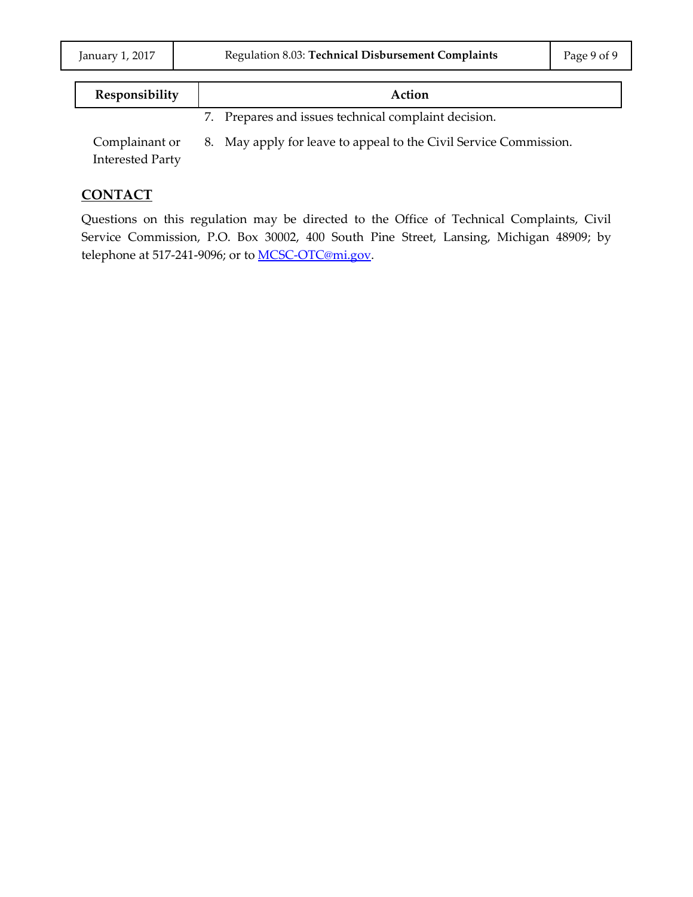| Responsibility | Action |
|---|---|
| | 7. Prepares and issues technical complaint decision. |
| Complainant or Interested Party | 8. May apply for leave to appeal to the Civil Service Commission. |

## CONTACT

Questions on this regulation may be directed to the Office of Technical Complaints, Civil Service Commission, P.O. Box 30002, 400 South Pine Street, Lansing, Michigan 48909; by telephone at 517-241-9096; or to MCSC-OTC@mi.gov.